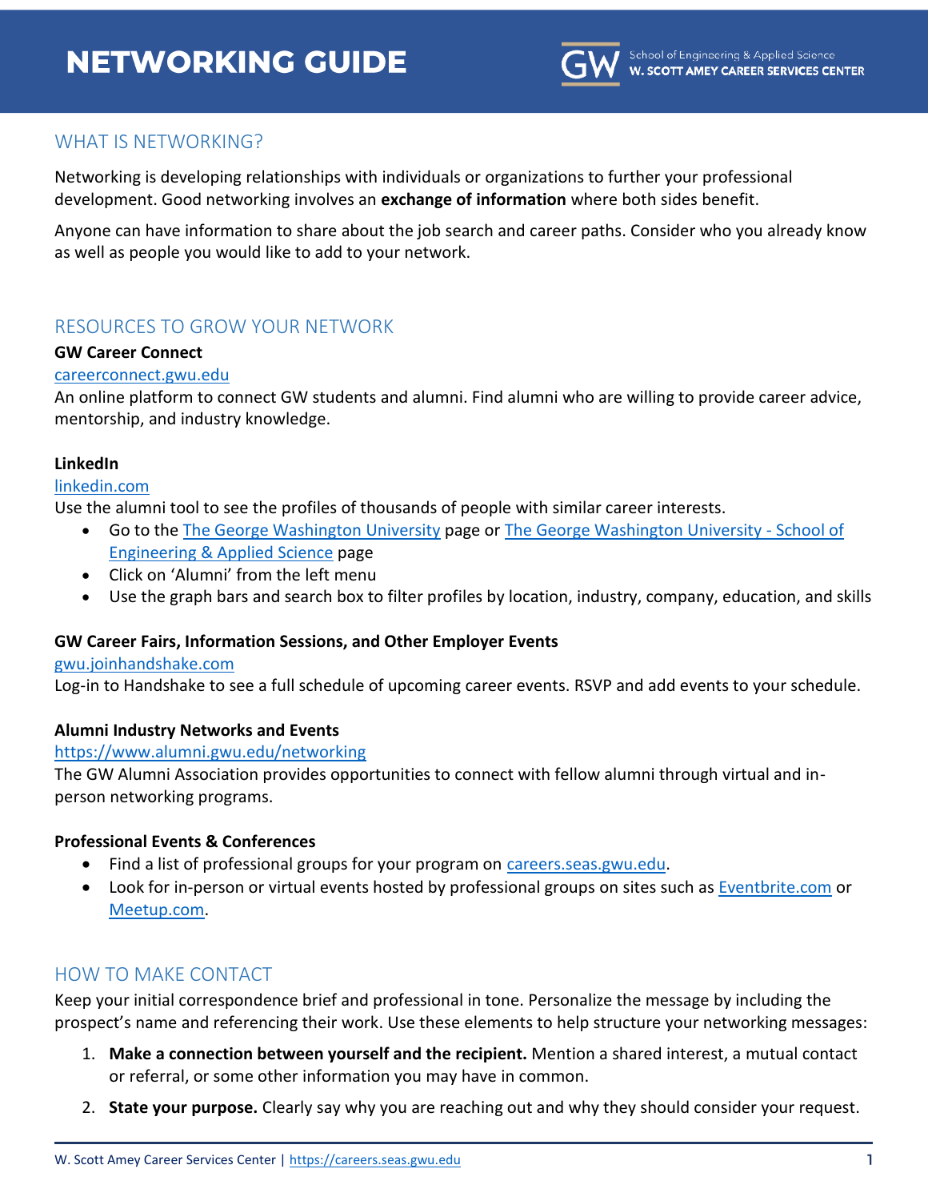# NETWORKING GUIDE

School of Engineering & Applied Science
**W. SCOTT AMEY CAREER SERVICES CENTER**

## WHAT IS NETWORKING?

Networking is developing relationships with individuals or organizations to further your professional development. Good networking involves an **exchange of information** where both sides benefit.

Anyone can have information to share about the job search and career paths. Consider who you already know as well as people you would like to add to your network.

## RESOURCES TO GROW YOUR NETWORK

**GW Career Connect**
careerconnect.gwu.edu
An online platform to connect GW students and alumni. Find alumni who are willing to provide career advice, mentorship, and industry knowledge.

**LinkedIn**
linkedin.com
Use the alumni tool to see the profiles of thousands of people with similar career interests.

- Go to the The George Washington University page or The George Washington University - School of Engineering & Applied Science page
- Click on 'Alumni' from the left menu
- Use the graph bars and search box to filter profiles by location, industry, company, education, and skills

**GW Career Fairs, Information Sessions, and Other Employer Events**
gwu.joinhandshake.com
Log-in to Handshake to see a full schedule of upcoming career events. RSVP and add events to your schedule.

**Alumni Industry Networks and Events**
https://www.alumni.gwu.edu/networking
The GW Alumni Association provides opportunities to connect with fellow alumni through virtual and in-person networking programs.

**Professional Events & Conferences**

- Find a list of professional groups for your program on careers.seas.gwu.edu.
- Look for in-person or virtual events hosted by professional groups on sites such as Eventbrite.com or Meetup.com.

## HOW TO MAKE CONTACT

Keep your initial correspondence brief and professional in tone. Personalize the message by including the prospect's name and referencing their work. Use these elements to help structure your networking messages:

1. **Make a connection between yourself and the recipient.** Mention a shared interest, a mutual contact or referral, or some other information you may have in common.
2. **State your purpose.** Clearly say why you are reaching out and why they should consider your request.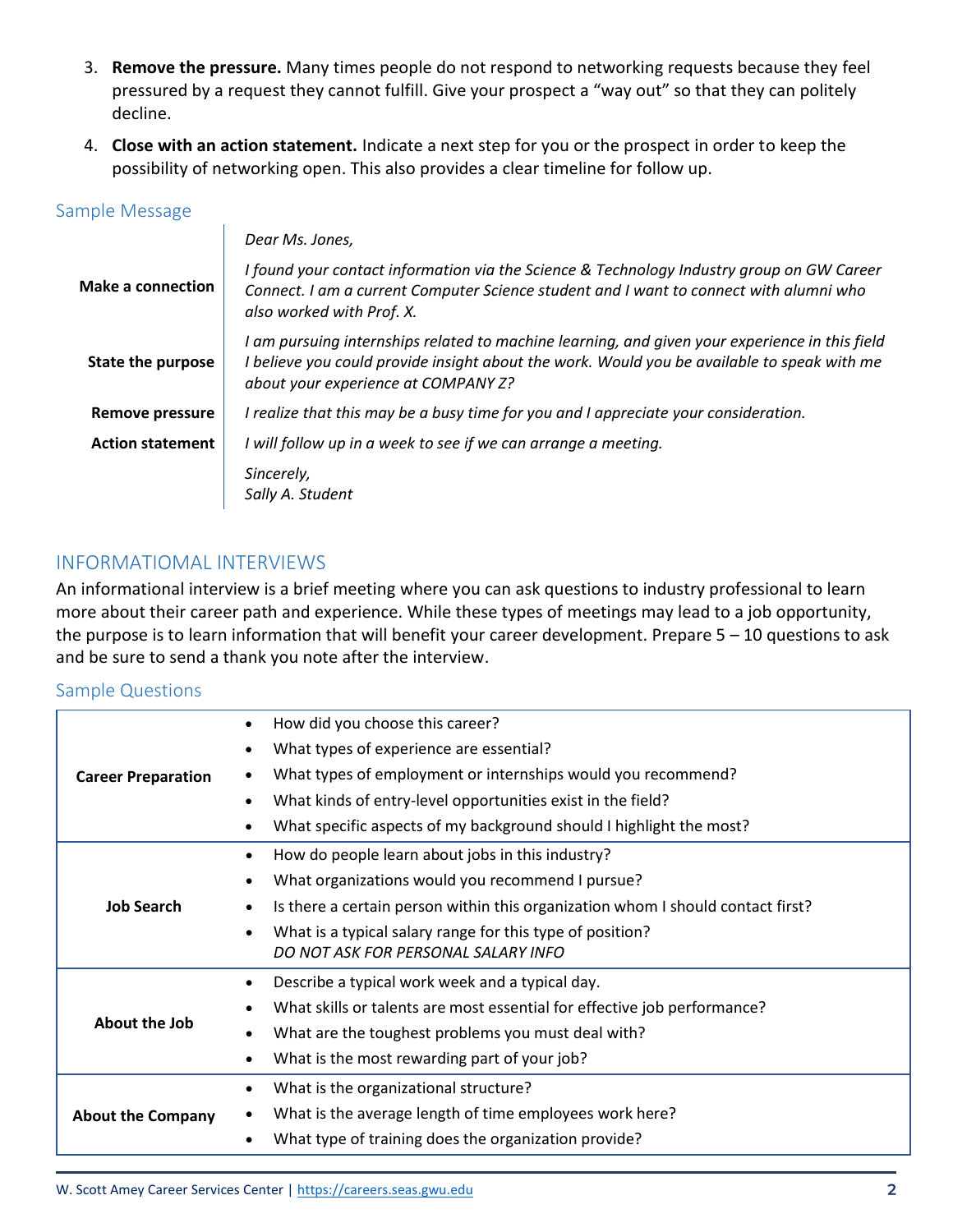3. **Remove the pressure.** Many times people do not respond to networking requests because they feel pressured by a request they cannot fulfill. Give your prospect a "way out" so that they can politely decline.

4. **Close with an action statement.** Indicate a next step for you or the prospect in order to keep the possibility of networking open. This also provides a clear timeline for follow up.

### Sample Message

| | |
|---|---|
| | *Dear Ms. Jones,* |
| **Make a connection** | *I found your contact information via the Science & Technology Industry group on GW Career Connect. I am a current Computer Science student and I want to connect with alumni who also worked with Prof. X.* |
| **State the purpose** | *I am pursuing internships related to machine learning, and given your experience in this field I believe you could provide insight about the work. Would you be available to speak with me about your experience at COMPANY Z?* |
| **Remove pressure** | *I realize that this may be a busy time for you and I appreciate your consideration.* |
| **Action statement** | *I will follow up in a week to see if we can arrange a meeting.* |
| | *Sincerely,*<br>*Sally A. Student* |

## INFORMATIOMAL INTERVIEWS

An informational interview is a brief meeting where you can ask questions to industry professional to learn more about their career path and experience. While these types of meetings may lead to a job opportunity, the purpose is to learn information that will benefit your career development. Prepare 5 – 10 questions to ask and be sure to send a thank you note after the interview.

### Sample Questions

| | |
|---|---|
| **Career Preparation** | • How did you choose this career?<br>• What types of experience are essential?<br>• What types of employment or internships would you recommend?<br>• What kinds of entry-level opportunities exist in the field?<br>• What specific aspects of my background should I highlight the most? |
| **Job Search** | • How do people learn about jobs in this industry?<br>• What organizations would you recommend I pursue?<br>• Is there a certain person within this organization whom I should contact first?<br>• What is a typical salary range for this type of position?<br>*DO NOT ASK FOR PERSONAL SALARY INFO* |
| **About the Job** | • Describe a typical work week and a typical day.<br>• What skills or talents are most essential for effective job performance?<br>• What are the toughest problems you must deal with?<br>• What is the most rewarding part of your job? |
| **About the Company** | • What is the organizational structure?<br>• What is the average length of time employees work here?<br>• What type of training does the organization provide? |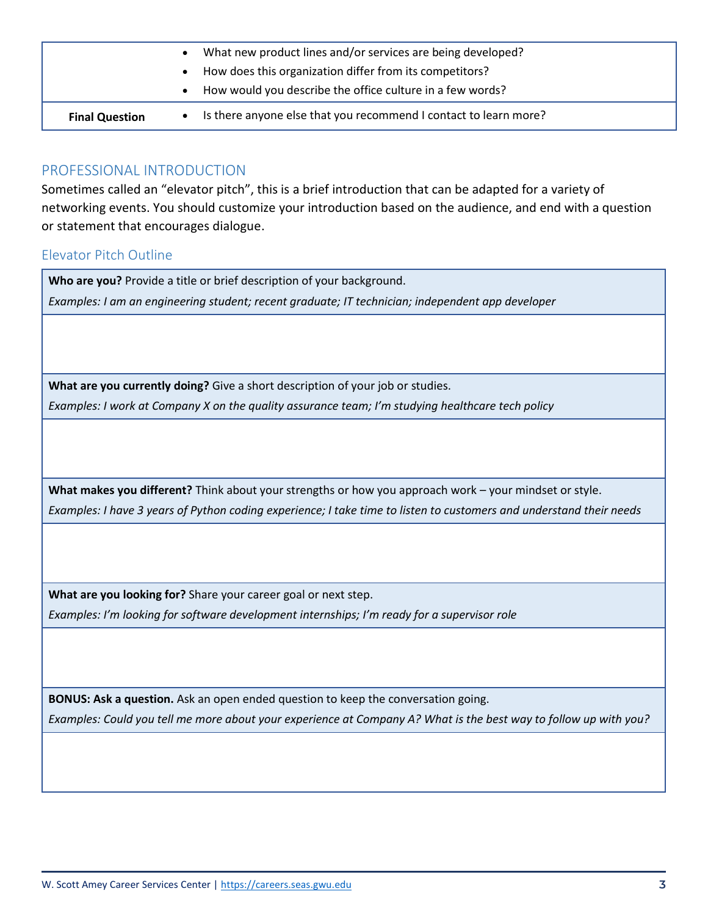| | |
|---|---|
| | • What new product lines and/or services are being developed?<br>• How does this organization differ from its competitors?<br>• How would you describe the office culture in a few words? |
| **Final Question** | • Is there anyone else that you recommend I contact to learn more? |

## PROFESSIONAL INTRODUCTION

Sometimes called an "elevator pitch", this is a brief introduction that can be adapted for a variety of networking events. You should customize your introduction based on the audience, and end with a question or statement that encourages dialogue.

### Elevator Pitch Outline

| |
|---|
| **Who are you?** Provide a title or brief description of your background.<br>*Examples: I am an engineering student; recent graduate; IT technician; independent app developer* |
| |
| **What are you currently doing?** Give a short description of your job or studies.<br>*Examples: I work at Company X on the quality assurance team; I'm studying healthcare tech policy* |
| |
| **What makes you different?** Think about your strengths or how you approach work – your mindset or style.<br>*Examples: I have 3 years of Python coding experience; I take time to listen to customers and understand their needs* |
| |
| **What are you looking for?** Share your career goal or next step.<br>*Examples: I'm looking for software development internships; I'm ready for a supervisor role* |
| |
| **BONUS: Ask a question.** Ask an open ended question to keep the conversation going.<br>*Examples: Could you tell me more about your experience at Company A? What is the best way to follow up with you?* |
| |